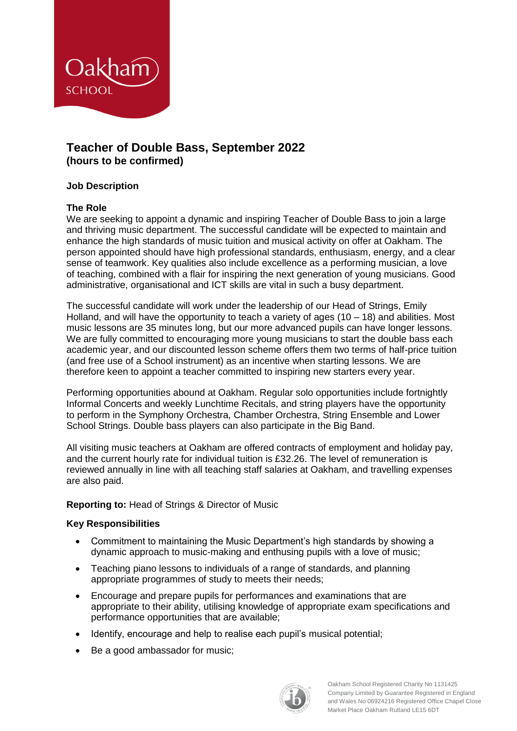# Teacher of Double Bass, September 2022
**(hours to be confirmed)**

**Job Description**

**The Role**

We are seeking to appoint a dynamic and inspiring Teacher of Double Bass to join a large and thriving music department. The successful candidate will be expected to maintain and enhance the high standards of music tuition and musical activity on offer at Oakham. The person appointed should have high professional standards, enthusiasm, energy, and a clear sense of teamwork. Key qualities also include excellence as a performing musician, a love of teaching, combined with a flair for inspiring the next generation of young musicians. Good administrative, organisational and ICT skills are vital in such a busy department.

The successful candidate will work under the leadership of our Head of Strings, Emily Holland, and will have the opportunity to teach a variety of ages (10 – 18) and abilities. Most music lessons are 35 minutes long, but our more advanced pupils can have longer lessons. We are fully committed to encouraging more young musicians to start the double bass each academic year, and our discounted lesson scheme offers them two terms of half-price tuition (and free use of a School instrument) as an incentive when starting lessons. We are therefore keen to appoint a teacher committed to inspiring new starters every year.

Performing opportunities abound at Oakham. Regular solo opportunities include fortnightly Informal Concerts and weekly Lunchtime Recitals, and string players have the opportunity to perform in the Symphony Orchestra, Chamber Orchestra, String Ensemble and Lower School Strings. Double bass players can also participate in the Big Band.

All visiting music teachers at Oakham are offered contracts of employment and holiday pay, and the current hourly rate for individual tuition is £32.26. The level of remuneration is reviewed annually in line with all teaching staff salaries at Oakham, and travelling expenses are also paid.

**Reporting to:** Head of Strings & Director of Music

**Key Responsibilities**

- Commitment to maintaining the Music Department's high standards by showing a dynamic approach to music-making and enthusing pupils with a love of music;
- Teaching piano lessons to individuals of a range of standards, and planning appropriate programmes of study to meets their needs;
- Encourage and prepare pupils for performances and examinations that are appropriate to their ability, utilising knowledge of appropriate exam specifications and performance opportunities that are available;
- Identify, encourage and help to realise each pupil's musical potential;
- Be a good ambassador for music;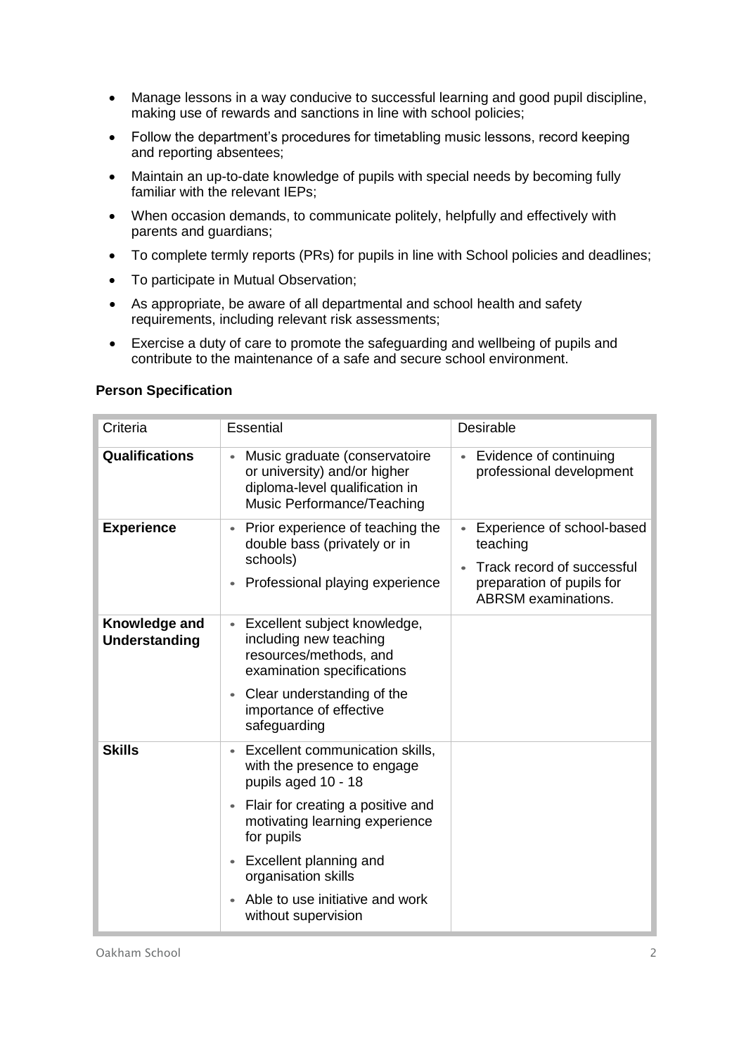- Manage lessons in a way conducive to successful learning and good pupil discipline, making use of rewards and sanctions in line with school policies;
- Follow the department's procedures for timetabling music lessons, record keeping and reporting absentees;
- Maintain an up-to-date knowledge of pupils with special needs by becoming fully familiar with the relevant IEPs;
- When occasion demands, to communicate politely, helpfully and effectively with parents and guardians;
- To complete termly reports (PRs) for pupils in line with School policies and deadlines;
- To participate in Mutual Observation;
- As appropriate, be aware of all departmental and school health and safety requirements, including relevant risk assessments;
- Exercise a duty of care to promote the safeguarding and wellbeing of pupils and contribute to the maintenance of a safe and secure school environment.

**Person Specification**

| Criteria | Essential | Desirable |
|---|---|---|
| **Qualifications** | • Music graduate (conservatoire or university) and/or higher diploma-level qualification in Music Performance/Teaching | • Evidence of continuing professional development |
| **Experience** | • Prior experience of teaching the double bass (privately or in schools)<br>• Professional playing experience | • Experience of school-based teaching<br>• Track record of successful preparation of pupils for ABRSM examinations. |
| **Knowledge and Understanding** | • Excellent subject knowledge, including new teaching resources/methods, and examination specifications<br>• Clear understanding of the importance of effective safeguarding | |
| **Skills** | • Excellent communication skills, with the presence to engage pupils aged 10 - 18<br>• Flair for creating a positive and motivating learning experience for pupils<br>• Excellent planning and organisation skills<br>• Able to use initiative and work without supervision | |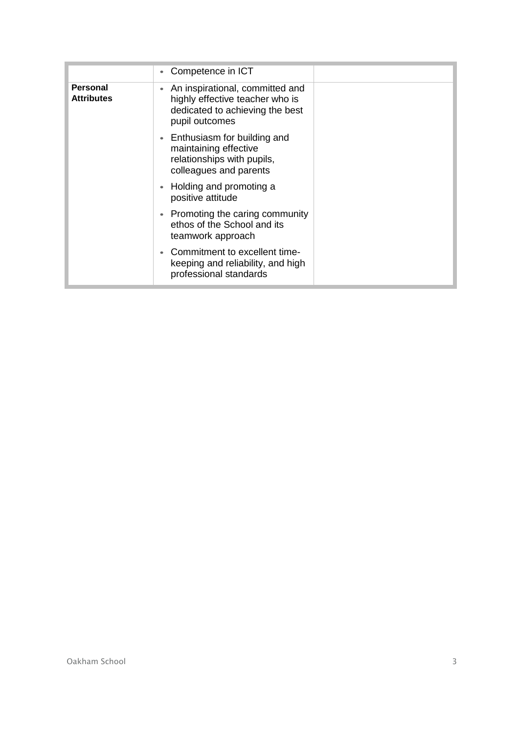| | | |
|---|---|---|
| | • Competence in ICT | |
| **Personal Attributes** | • An inspirational, committed and highly effective teacher who is dedicated to achieving the best pupil outcomes<br>• Enthusiasm for building and maintaining effective relationships with pupils, colleagues and parents<br>• Holding and promoting a positive attitude<br>• Promoting the caring community ethos of the School and its teamwork approach<br>• Commitment to excellent time-keeping and reliability, and high professional standards | |